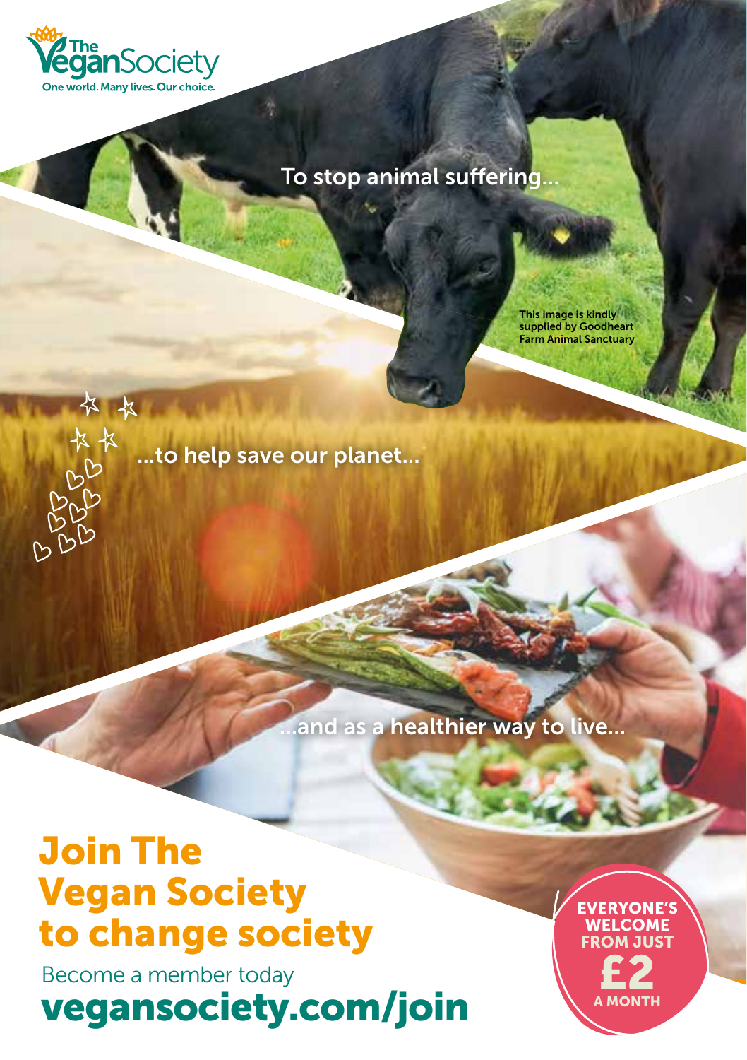The Vegan Society

One world. Many lives. Our choice.

To stop animal suffering...

This image is kindly supplied by Goodheart Farm Animal Sanctuary

...to help save our planet...

...and as a healthier way to live...

# Join The Vegan Society to change society

Become a member today

**vegansociety.com/join**

**EVERYONE'S WELCOME FROM JUST £2 A MONTH**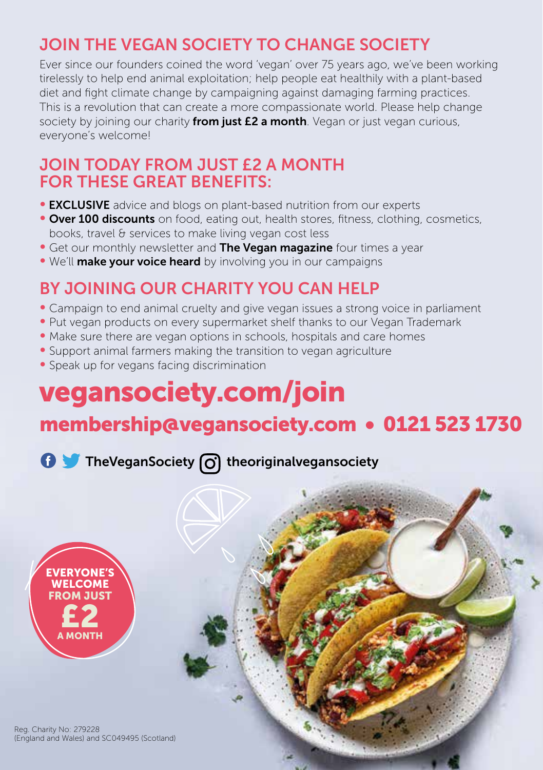## JOIN THE VEGAN SOCIETY TO CHANGE SOCIETY

Ever since our founders coined the word 'vegan' over 75 years ago, we've been working tirelessly to help end animal exploitation; help people eat healthily with a plant-based diet and fight climate change by campaigning against damaging farming practices. This is a revolution that can create a more compassionate world. Please help change society by joining our charity **from just £2 a month**. Vegan or just vegan curious, everyone's welcome!

## JOIN TODAY FROM JUST £2 A MONTH FOR THESE GREAT BENEFITS:

- **EXCLUSIVE** advice and blogs on plant-based nutrition from our experts
- **Over 100 discounts** on food, eating out, health stores, fitness, clothing, cosmetics, books, travel & services to make living vegan cost less
- Get our monthly newsletter and **The Vegan magazine** four times a year
- We'll **make your voice heard** by involving you in our campaigns

## BY JOINING OUR CHARITY YOU CAN HELP

- Campaign to end animal cruelty and give vegan issues a strong voice in parliament
- Put vegan products on every supermarket shelf thanks to our Vegan Trademark
- Make sure there are vegan options in schools, hospitals and care homes
- Support animal farmers making the transition to vegan agriculture
- Speak up for vegans facing discrimination

# vegansociety.com/join

## membership@vegansociety.com • 0121 523 1730

TheVeganSociety theoriginalvegansociety

EVERYONE'S WELCOME FROM JUST £2 A MONTH

Reg. Charity No: 279228 (England and Wales) and SC049495 (Scotland)